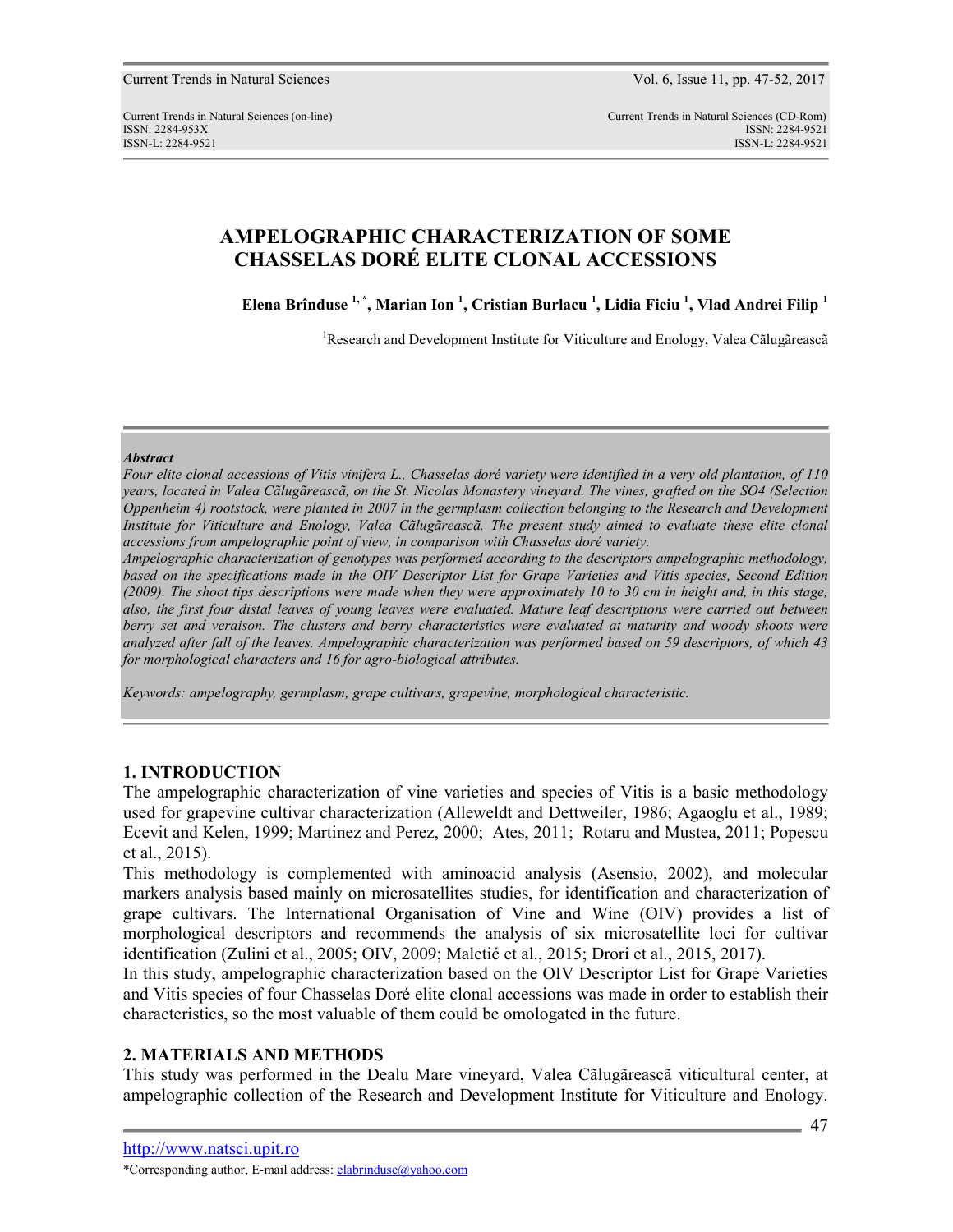# AMPELOGRAPHIC CHARACTERIZATION OF SOME CHASSELAS DORÉ ELITE CLONAL ACCESSIONS

**Elena Brînduse [1,*], Marian Ion [1], Cristian Burlacu [1], Lidia Ficiu [1], Vlad Andrei Filip [1]**

[1]Research and Development Institute for Viticulture and Enology, Valea Cãlugãreascã

---

***Abstract***

*Four elite clonal accessions of Vitis vinifera L., Chasselas doré variety were identified in a very old plantation, of 110 years, located in Valea Cãlugãreascã, on the St. Nicolas Monastery vineyard. The vines, grafted on the SO4 (Selection Oppenheim 4) rootstock, were planted in 2007 in the germplasm collection belonging to the Research and Development Institute for Viticulture and Enology, Valea Cãlugãreascã. The present study aimed to evaluate these elite clonal accessions from ampelographic point of view, in comparison with Chasselas doré variety.*

*Ampelographic characterization of genotypes was performed according to the descriptors ampelographic methodology, based on the specifications made in the OIV Descriptor List for Grape Varieties and Vitis species, Second Edition (2009). The shoot tips descriptions were made when they were approximately 10 to 30 cm in height and, in this stage, also, the first four distal leaves of young leaves were evaluated. Mature leaf descriptions were carried out between berry set and veraison. The clusters and berry characteristics were evaluated at maturity and woody shoots were analyzed after fall of the leaves. Ampelographic characterization was performed based on 59 descriptors, of which 43 for morphological characters and 16 for agro-biological attributes.*

*Keywords: ampelography, germplasm, grape cultivars, grapevine, morphological characteristic.*

---

## 1. INTRODUCTION

The ampelographic characterization of vine varieties and species of Vitis is a basic methodology used for grapevine cultivar characterization (Alleweldt and Dettweiler, 1986; Agaoglu et al., 1989; Ecevit and Kelen, 1999; Martinez and Perez, 2000; Ates, 2011; Rotaru and Mustea, 2011; Popescu et al., 2015).

This methodology is complemented with aminoacid analysis (Asensio, 2002), and molecular markers analysis based mainly on microsatellites studies, for identification and characterization of grape cultivars. The International Organisation of Vine and Wine (OIV) provides a list of morphological descriptors and recommends the analysis of six microsatellite loci for cultivar identification (Zulini et al., 2005; OIV, 2009; Maletić et al., 2015; Drori et al., 2015, 2017).

In this study, ampelographic characterization based on the OIV Descriptor List for Grape Varieties and Vitis species of four Chasselas Doré elite clonal accessions was made in order to establish their characteristics, so the most valuable of them could be omologated in the future.

## 2. MATERIALS AND METHODS

This study was performed in the Dealu Mare vineyard, Valea Cãlugãreascã viticultural center, at ampelographic collection of the Research and Development Institute for Viticulture and Enology.

---

*Corresponding author, E-mail address: elabrinduse@yahoo.com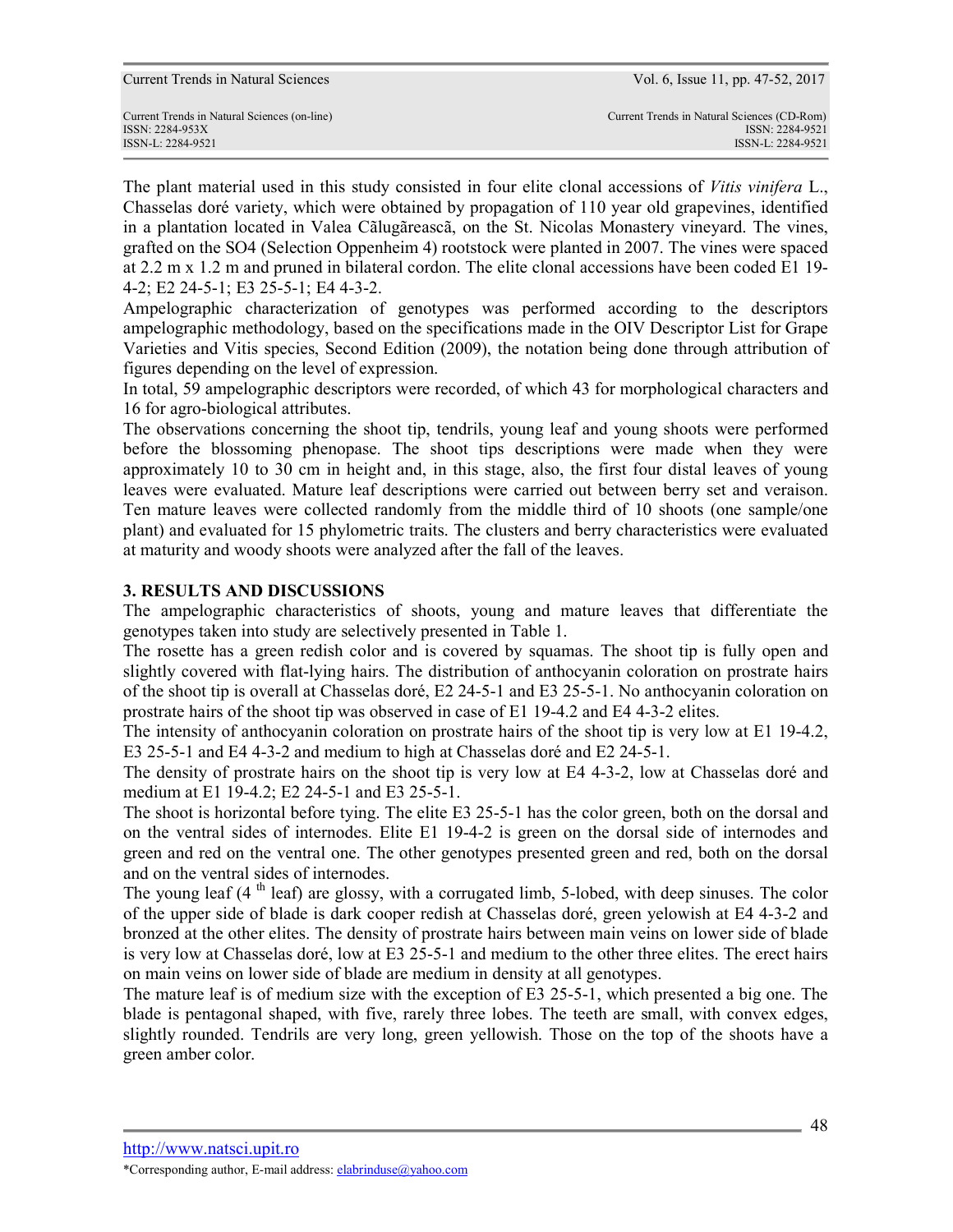The plant material used in this study consisted in four elite clonal accessions of *Vitis vinifera* L., Chasselas doré variety, which were obtained by propagation of 110 year old grapevines, identified in a plantation located in Valea Cãlugãreascã, on the St. Nicolas Monastery vineyard. The vines, grafted on the SO4 (Selection Oppenheim 4) rootstock were planted in 2007. The vines were spaced at 2.2 m x 1.2 m and pruned in bilateral cordon. The elite clonal accessions have been coded E1 19-4-2; E2 24-5-1; E3 25-5-1; E4 4-3-2.

Ampelographic characterization of genotypes was performed according to the descriptors ampelographic methodology, based on the specifications made in the OIV Descriptor List for Grape Varieties and Vitis species, Second Edition (2009), the notation being done through attribution of figures depending on the level of expression.

In total, 59 ampelographic descriptors were recorded, of which 43 for morphological characters and 16 for agro-biological attributes.

The observations concerning the shoot tip, tendrils, young leaf and young shoots were performed before the blossoming phenopase. The shoot tips descriptions were made when they were approximately 10 to 30 cm in height and, in this stage, also, the first four distal leaves of young leaves were evaluated. Mature leaf descriptions were carried out between berry set and veraison. Ten mature leaves were collected randomly from the middle third of 10 shoots (one sample/one plant) and evaluated for 15 phylometric traits. The clusters and berry characteristics were evaluated at maturity and woody shoots were analyzed after the fall of the leaves.

## 3. RESULTS AND DISCUSSIONS

The ampelographic characteristics of shoots, young and mature leaves that differentiate the genotypes taken into study are selectively presented in Table 1.

The rosette has a green redish color and is covered by squamas. The shoot tip is fully open and slightly covered with flat-lying hairs. The distribution of anthocyanin coloration on prostrate hairs of the shoot tip is overall at Chasselas doré, E2 24-5-1 and E3 25-5-1. No anthocyanin coloration on prostrate hairs of the shoot tip was observed in case of E1 19-4.2 and E4 4-3-2 elites.

The intensity of anthocyanin coloration on prostrate hairs of the shoot tip is very low at E1 19-4.2, E3 25-5-1 and E4 4-3-2 and medium to high at Chasselas doré and E2 24-5-1.

The density of prostrate hairs on the shoot tip is very low at E4 4-3-2, low at Chasselas doré and medium at E1 19-4.2; E2 24-5-1 and E3 25-5-1.

The shoot is horizontal before tying. The elite E3 25-5-1 has the color green, both on the dorsal and on the ventral sides of internodes. Elite E1 19-4-2 is green on the dorsal side of internodes and green and red on the ventral one. The other genotypes presented green and red, both on the dorsal and on the ventral sides of internodes.

The young leaf (4 th leaf) are glossy, with a corrugated limb, 5-lobed, with deep sinuses. The color of the upper side of blade is dark cooper redish at Chasselas doré, green yelowish at E4 4-3-2 and bronzed at the other elites. The density of prostrate hairs between main veins on lower side of blade is very low at Chasselas doré, low at E3 25-5-1 and medium to the other three elites. The erect hairs on main veins on lower side of blade are medium in density at all genotypes.

The mature leaf is of medium size with the exception of E3 25-5-1, which presented a big one. The blade is pentagonal shaped, with five, rarely three lobes. The teeth are small, with convex edges, slightly rounded. Tendrils are very long, green yellowish. Those on the top of the shoots have a green amber color.

http://www.natsci.upit.ro

*Corresponding author, E-mail address: elabrinduse@yahoo.com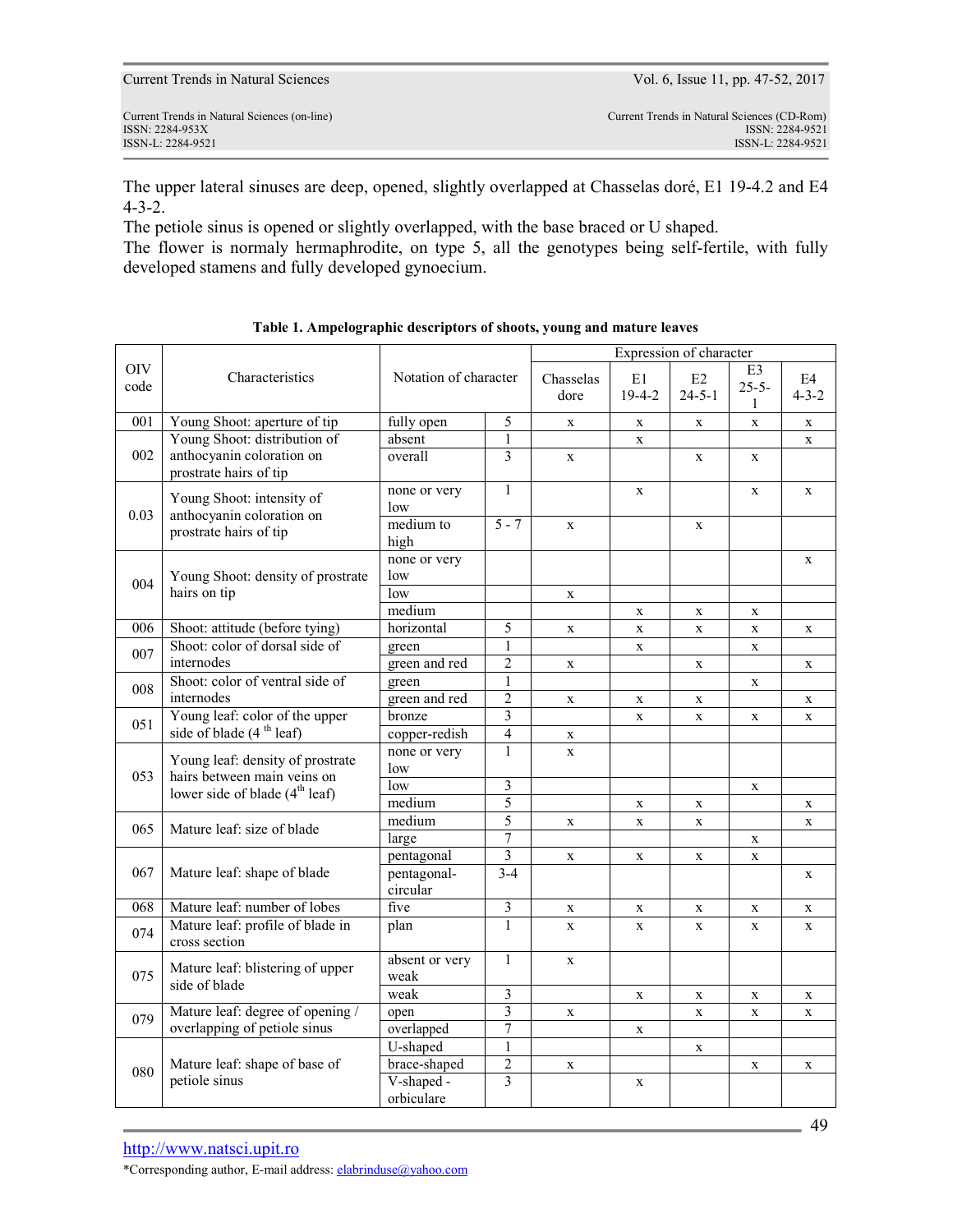The upper lateral sinuses are deep, opened, slightly overlapped at Chasselas doré, E1 19-4.2 and E4 4-3-2.
The petiole sinus is opened or slightly overlapped, with the base braced or U shaped.
The flower is normaly hermaphrodite, on type 5, all the genotypes being self-fertile, with fully developed stamens and fully developed gynoecium.

**Table 1. Ampelographic descriptors of shoots, young and mature leaves**

| OIV code | Characteristics | Notation of character | | Expression of character | | | | |
|---|---|---|---|---|---|---|---|---|
| | | | | Chasselas dore | E1 19-4-2 | E2 24-5-1 | E3 25-5-1 | E4 4-3-2 |
| 001 | Young Shoot: aperture of tip | fully open | 5 | x | x | x | x | x |
| 002 | Young Shoot: distribution of anthocyanin coloration on prostrate hairs of tip | absent | 1 | | x | | | x |
| | | overall | 3 | x | | x | x | |
| 0.03 | Young Shoot: intensity of anthocyanin coloration on prostrate hairs of tip | none or very low | 1 | | x | | x | x |
| | | medium to high | 5 - 7 | x | | x | | |
| 004 | Young Shoot: density of prostrate hairs on tip | none or very low | | | | | | x |
| | | low | | x | | | | |
| | | medium | | | x | x | x | |
| 006 | Shoot: attitude (before tying) | horizontal | 5 | x | x | x | x | x |
| 007 | Shoot: color of dorsal side of internodes | green | 1 | | x | | x | |
| | | green and red | 2 | x | | x | | x |
| 008 | Shoot: color of ventral side of internodes | green | 1 | | | | x | |
| | | green and red | 2 | x | x | x | | x |
| 051 | Young leaf: color of the upper side of blade (4 th leaf) | bronze | 3 | | x | x | x | x |
| | | copper-redish | 4 | x | | | | |
| 053 | Young leaf: density of prostrate hairs between main veins on lower side of blade (4th leaf) | none or very low | 1 | x | | | | |
| | | low | 3 | | | | x | |
| | | medium | 5 | | x | x | | x |
| 065 | Mature leaf: size of blade | medium | 5 | x | x | x | | x |
| | | large | 7 | | | | x | |
| 067 | Mature leaf: shape of blade | pentagonal | 3 | x | x | x | x | |
| | | pentagonal-circular | 3-4 | | | | | x |
| 068 | Mature leaf: number of lobes | five | 3 | x | x | x | x | x |
| 074 | Mature leaf: profile of blade in cross section | plan | 1 | x | x | x | x | x |
| 075 | Mature leaf: blistering of upper side of blade | absent or very weak | 1 | x | | | | |
| | | weak | 3 | | x | x | x | x |
| 079 | Mature leaf: degree of opening / overlapping of petiole sinus | open | 3 | x | | x | x | x |
| | | overlapped | 7 | | x | | | |
| 080 | Mature leaf: shape of base of petiole sinus | U-shaped | 1 | | | x | | |
| | | brace-shaped | 2 | x | | | x | x |
| | | V-shaped - orbiculare | 3 | | x | | | |

http://www.natsci.upit.ro

*Corresponding author, E-mail address: elabrinduse@yahoo.com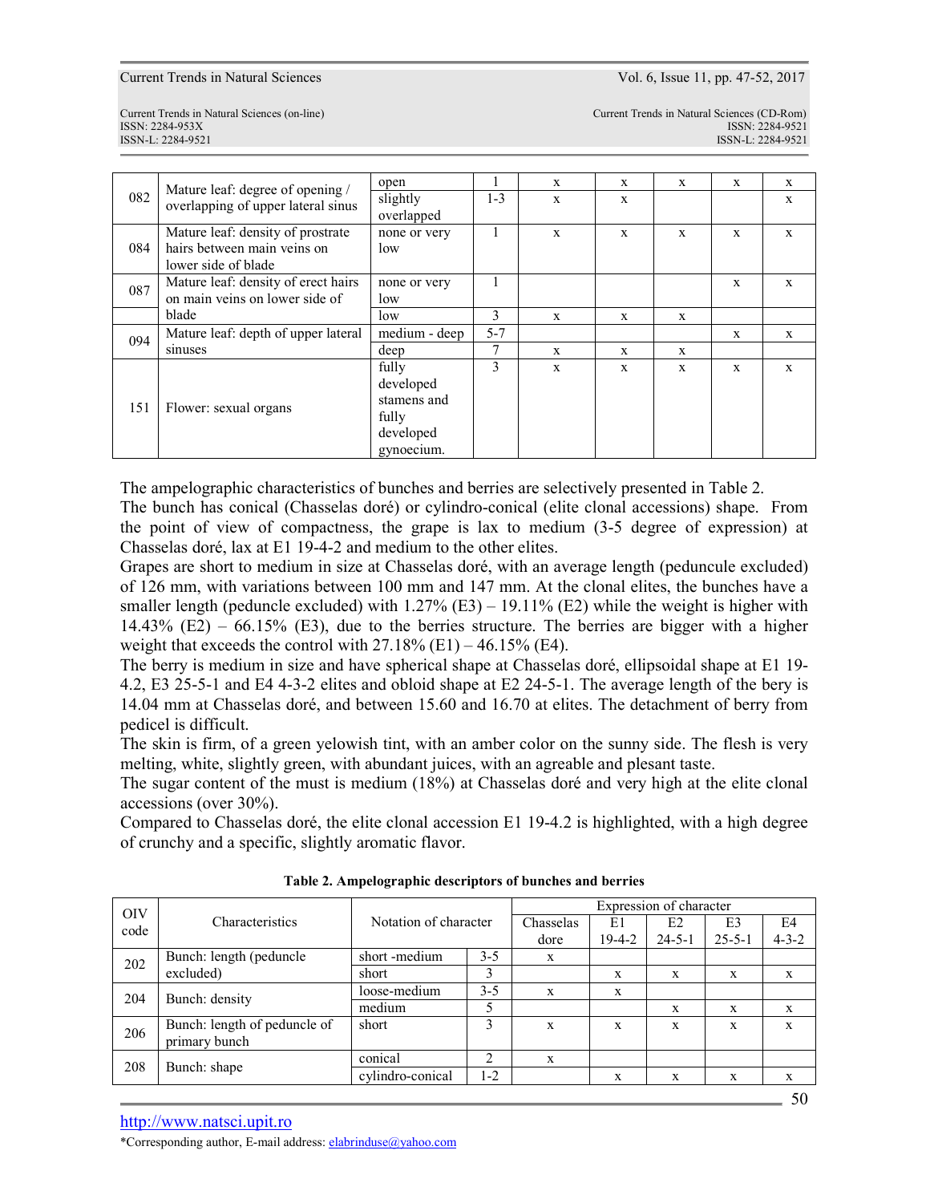| 082 | Mature leaf: degree of opening / overlapping of upper lateral sinus | open | 1 | x | x | x | x | x |
|---|---|---|---|---|---|---|---|---|
| | | slightly overlapped | 1-3 | x | x | | | x |
| 084 | Mature leaf: density of prostrate hairs between main veins on lower side of blade | none or very low | 1 | x | x | x | x | x |
| 087 | Mature leaf: density of erect hairs on main veins on lower side of blade | none or very low | 1 | | | | x | x |
| | | low | 3 | x | x | x | | |
| 094 | Mature leaf: depth of upper lateral sinuses | medium - deep | 5-7 | | | | x | x |
| | | deep | 7 | x | x | x | | |
| 151 | Flower: sexual organs | fully developed stamens and fully developed gynoecium. | 3 | x | x | x | x | x |

The ampelographic characteristics of bunches and berries are selectively presented in Table 2.

The bunch has conical (Chasselas doré) or cylindro-conical (elite clonal accessions) shape. From the point of view of compactness, the grape is lax to medium (3-5 degree of expression) at Chasselas doré, lax at E1 19-4-2 and medium to the other elites.

Grapes are short to medium in size at Chasselas doré, with an average length (peduncle excluded) of 126 mm, with variations between 100 mm and 147 mm. At the clonal elites, the bunches have a smaller length (peduncle excluded) with 1.27% (E3) – 19.11% (E2) while the weight is higher with 14.43% (E2) – 66.15% (E3), due to the berries structure. The berries are bigger with a higher weight that exceeds the control with 27.18% (E1) – 46.15% (E4).

The berry is medium in size and have spherical shape at Chasselas doré, ellipsoidal shape at E1 19-4.2, E3 25-5-1 and E4 4-3-2 elites and obloid shape at E2 24-5-1. The average length of the bery is 14.04 mm at Chasselas doré, and between 15.60 and 16.70 at elites. The detachment of berry from pedicel is difficult.

The skin is firm, of a green yelowish tint, with an amber color on the sunny side. The flesh is very melting, white, slightly green, with abundant juices, with an agreable and plesant taste.

The sugar content of the must is medium (18%) at Chasselas doré and very high at the elite clonal accessions (over 30%).

Compared to Chasselas doré, the elite clonal accession E1 19-4.2 is highlighted, with a high degree of crunchy and a specific, slightly aromatic flavor.

**Table 2. Ampelographic descriptors of bunches and berries**

| OIV code | Characteristics | Notation of character | | Expression of character | | | | |
|---|---|---|---|---|---|---|---|---|
| | | | | Chasselas dore | E1 19-4-2 | E2 24-5-1 | E3 25-5-1 | E4 4-3-2 |
| 202 | Bunch: length (peduncle excluded) | short -medium | 3-5 | x | | | | |
| | | short | 3 | | x | x | x | x |
| 204 | Bunch: density | loose-medium | 3-5 | x | x | | | |
| | | medium | 5 | | | x | x | x |
| 206 | Bunch: length of peduncle of primary bunch | short | 3 | x | x | x | x | x |
| 208 | Bunch: shape | conical | 2 | x | | | | |
| | | cylindro-conical | 1-2 | | x | x | x | x |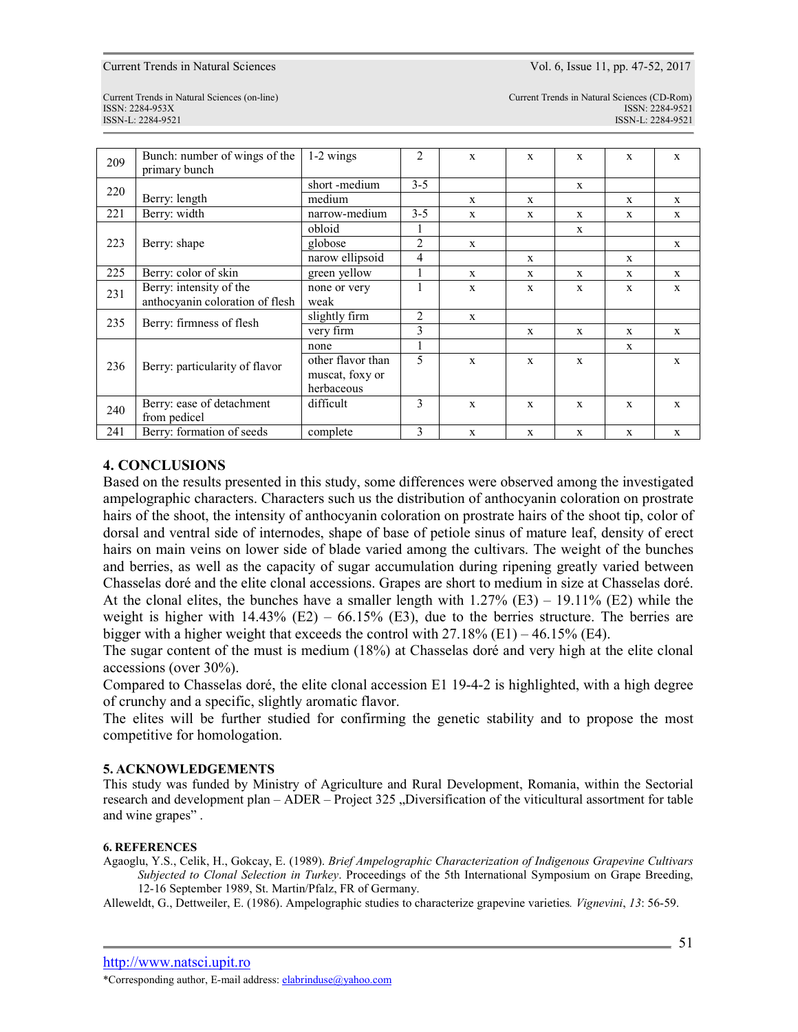| | | | | | | | | |
|---|---|---|---|---|---|---|---|---|
| 209 | Bunch: number of wings of the primary bunch | 1-2 wings | 2 | x | x | x | x | x |
| 220 | Berry: length | short -medium | 3-5 | | | x | | |
| | | medium | | x | x | | x | x |
| 221 | Berry: width | narrow-medium | 3-5 | x | x | x | x | x |
| 223 | Berry: shape | obloid | 1 | | | x | | |
| | | globose | 2 | x | | | | x |
| | | narow ellipsoid | 4 | | x | | x | |
| 225 | Berry: color of skin | green yellow | 1 | x | x | x | x | x |
| 231 | Berry: intensity of the anthocyanin coloration of flesh | none or very weak | 1 | x | x | x | x | x |
| 235 | Berry: firmness of flesh | slightly firm | 2 | x | | | | |
| | | very firm | 3 | | x | x | x | x |
| 236 | Berry: particularity of flavor | none | 1 | | | | x | |
| | | other flavor than muscat, foxy or herbaceous | 5 | x | x | x | | x |
| 240 | Berry: ease of detachment from pedicel | difficult | 3 | x | x | x | x | x |
| 241 | Berry: formation of seeds | complete | 3 | x | x | x | x | x |

## 4. CONCLUSIONS

Based on the results presented in this study, some differences were observed among the investigated ampelographic characters. Characters such us the distribution of anthocyanin coloration on prostrate hairs of the shoot, the intensity of anthocyanin coloration on prostrate hairs of the shoot tip, color of dorsal and ventral side of internodes, shape of base of petiole sinus of mature leaf, density of erect hairs on main veins on lower side of blade varied among the cultivars. The weight of the bunches and berries, as well as the capacity of sugar accumulation during ripening greatly varied between Chasselas doré and the elite clonal accessions. Grapes are short to medium in size at Chasselas doré. At the clonal elites, the bunches have a smaller length with 1.27% (E3) – 19.11% (E2) while the weight is higher with 14.43% (E2) – 66.15% (E3), due to the berries structure. The berries are bigger with a higher weight that exceeds the control with 27.18% (E1) – 46.15% (E4).

The sugar content of the must is medium (18%) at Chasselas doré and very high at the elite clonal accessions (over 30%).

Compared to Chasselas doré, the elite clonal accession E1 19-4-2 is highlighted, with a high degree of crunchy and a specific, slightly aromatic flavor.

The elites will be further studied for confirming the genetic stability and to propose the most competitive for homologation.

## 5. ACKNOWLEDGEMENTS

This study was funded by Ministry of Agriculture and Rural Development, Romania, within the Sectorial research and development plan – ADER – Project 325 „Diversification of the viticultural assortment for table and wine grapes" .

## 6. REFERENCES

Agaoglu, Y.S., Celik, H., Gokcay, E. (1989). *Brief Ampelographic Characterization of Indigenous Grapevine Cultivars Subjected to Clonal Selection in Turkey*. Proceedings of the 5th International Symposium on Grape Breeding, 12-16 September 1989, St. Martin/Pfalz, FR of Germany.

Alleweldt, G., Dettweiler, E. (1986). Ampelographic studies to characterize grapevine varieties*. Vignevini*, *13*: 56-59.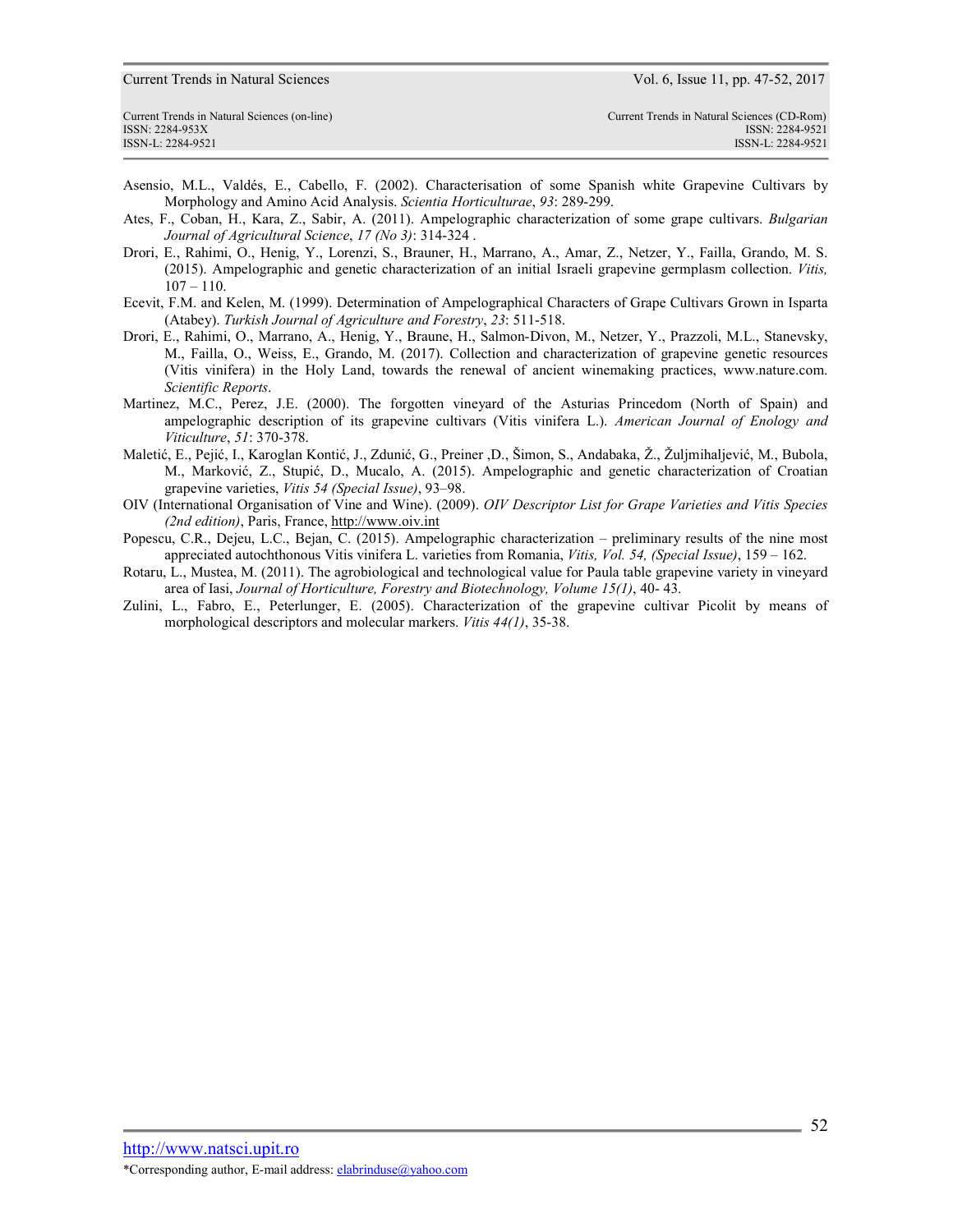Asensio, M.L., Valdés, E., Cabello, F. (2002). Characterisation of some Spanish white Grapevine Cultivars by Morphology and Amino Acid Analysis. *Scientia Horticulturae*, *93*: 289-299.

Ates, F., Coban, H., Kara, Z., Sabir, A. (2011). Ampelographic characterization of some grape cultivars. *Bulgarian Journal of Agricultural Science*, *17 (No 3)*: 314-324 .

Drori, E., Rahimi, O., Henig, Y., Lorenzi, S., Brauner, H., Marrano, A., Amar, Z., Netzer, Y., Failla, Grando, M. S. (2015). Ampelographic and genetic characterization of an initial Israeli grapevine germplasm collection. *Vitis,* 107 – 110.

Ecevit, F.M. and Kelen, M. (1999). Determination of Ampelographical Characters of Grape Cultivars Grown in Isparta (Atabey). *Turkish Journal of Agriculture and Forestry*, *23*: 511-518.

Drori, E., Rahimi, O., Marrano, A., Henig, Y., Braune, H., Salmon-Divon, M., Netzer, Y., Prazzoli, M.L., Stanevsky, M., Failla, O., Weiss, E., Grando, M. (2017). Collection and characterization of grapevine genetic resources (Vitis vinifera) in the Holy Land, towards the renewal of ancient winemaking practices, www.nature.com. *Scientific Reports*.

Martinez, M.C., Perez, J.E. (2000). The forgotten vineyard of the Asturias Princedom (North of Spain) and ampelographic description of its grapevine cultivars (Vitis vinifera L.). *American Journal of Enology and Viticulture*, *51*: 370-378.

Maletić, E., Pejić, I., Karoglan Kontić, J., Zdunić, G., Preiner ,D., Šimon, S., Andabaka, Ž., Žuljmihaljević, M., Bubola, M., Marković, Z., Stupić, D., Mucalo, A. (2015). Ampelographic and genetic characterization of Croatian grapevine varieties, *Vitis 54 (Special Issue)*, 93–98.

OIV (International Organisation of Vine and Wine). (2009). *OIV Descriptor List for Grape Varieties and Vitis Species (2nd edition)*, Paris, France, http://www.oiv.int

Popescu, C.R., Dejeu, L.C., Bejan, C. (2015). Ampelographic characterization – preliminary results of the nine most appreciated autochthonous Vitis vinifera L. varieties from Romania, *Vitis, Vol. 54, (Special Issue)*, 159 – 162.

Rotaru, L., Mustea, M. (2011). The agrobiological and technological value for Paula table grapevine variety in vineyard area of Iasi, *Journal of Horticulture, Forestry and Biotechnology, Volume 15(1)*, 40- 43.

Zulini, L., Fabro, E., Peterlunger, E. (2005). Characterization of the grapevine cultivar Picolit by means of morphological descriptors and molecular markers. *Vitis 44(1)*, 35-38.